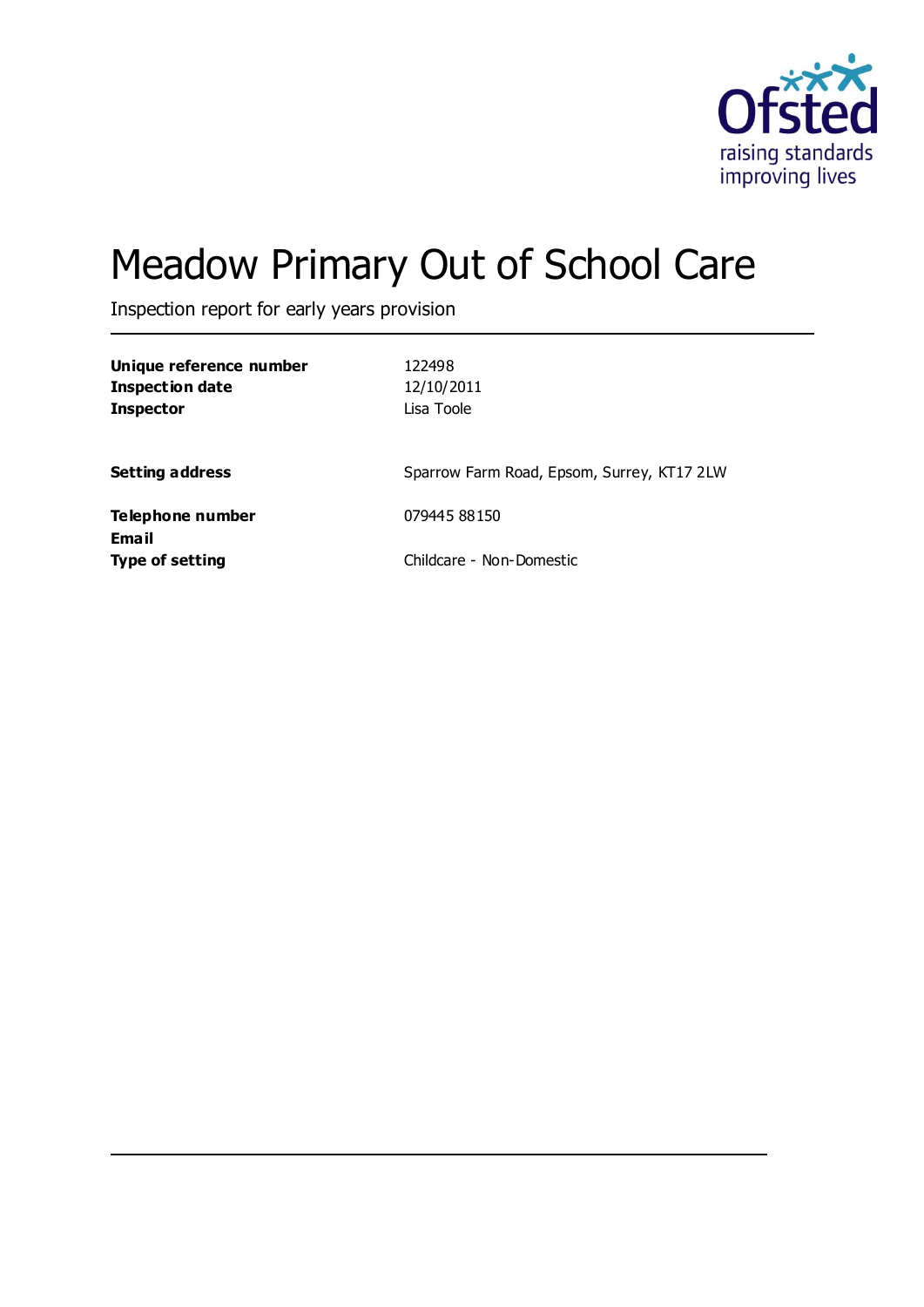Ofsted
raising standards
improving lives

# Meadow Primary Out of School Care

Inspection report for early years provision

| | |
|---|---|
| **Unique reference number** | 122498 |
| **Inspection date** | 12/10/2011 |
| **Inspector** | Lisa Toole |
| | |
| **Setting address** | Sparrow Farm Road, Epsom, Surrey, KT17 2LW |
| | |
| **Telephone number** | 079445 88150 |
| **Email** | |
| **Type of setting** | Childcare - Non-Domestic |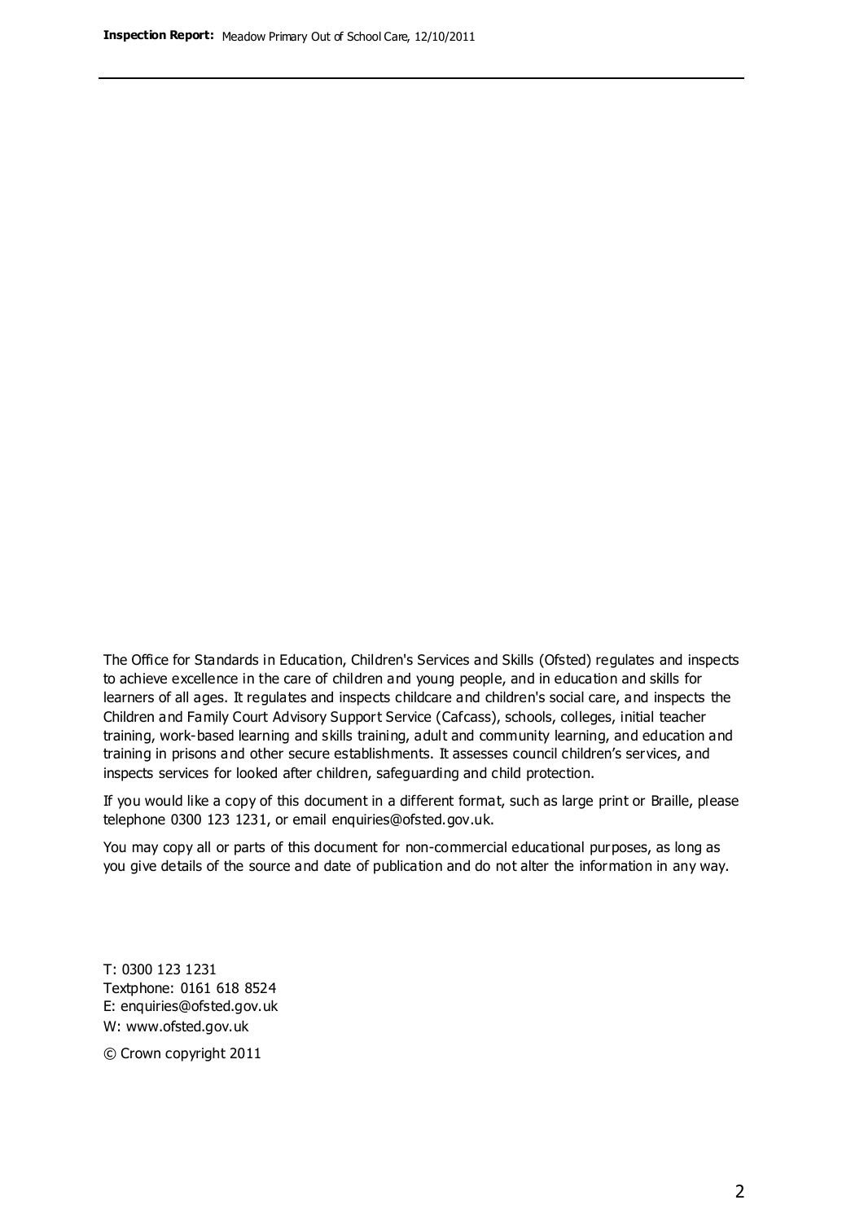The Office for Standards in Education, Children's Services and Skills (Ofsted) regulates and inspects to achieve excellence in the care of children and young people, and in education and skills for learners of all ages. It regulates and inspects childcare and children's social care, and inspects the Children and Family Court Advisory Support Service (Cafcass), schools, colleges, initial teacher training, work-based learning and skills training, adult and community learning, and education and training in prisons and other secure establishments. It assesses council children's services, and inspects services for looked after children, safeguarding and child protection.

If you would like a copy of this document in a different format, such as large print or Braille, please telephone 0300 123 1231, or email enquiries@ofsted.gov.uk.

You may copy all or parts of this document for non-commercial educational purposes, as long as you give details of the source and date of publication and do not alter the information in any way.

T: 0300 123 1231
Textphone: 0161 618 8524
E: enquiries@ofsted.gov.uk
W: www.ofsted.gov.uk

© Crown copyright 2011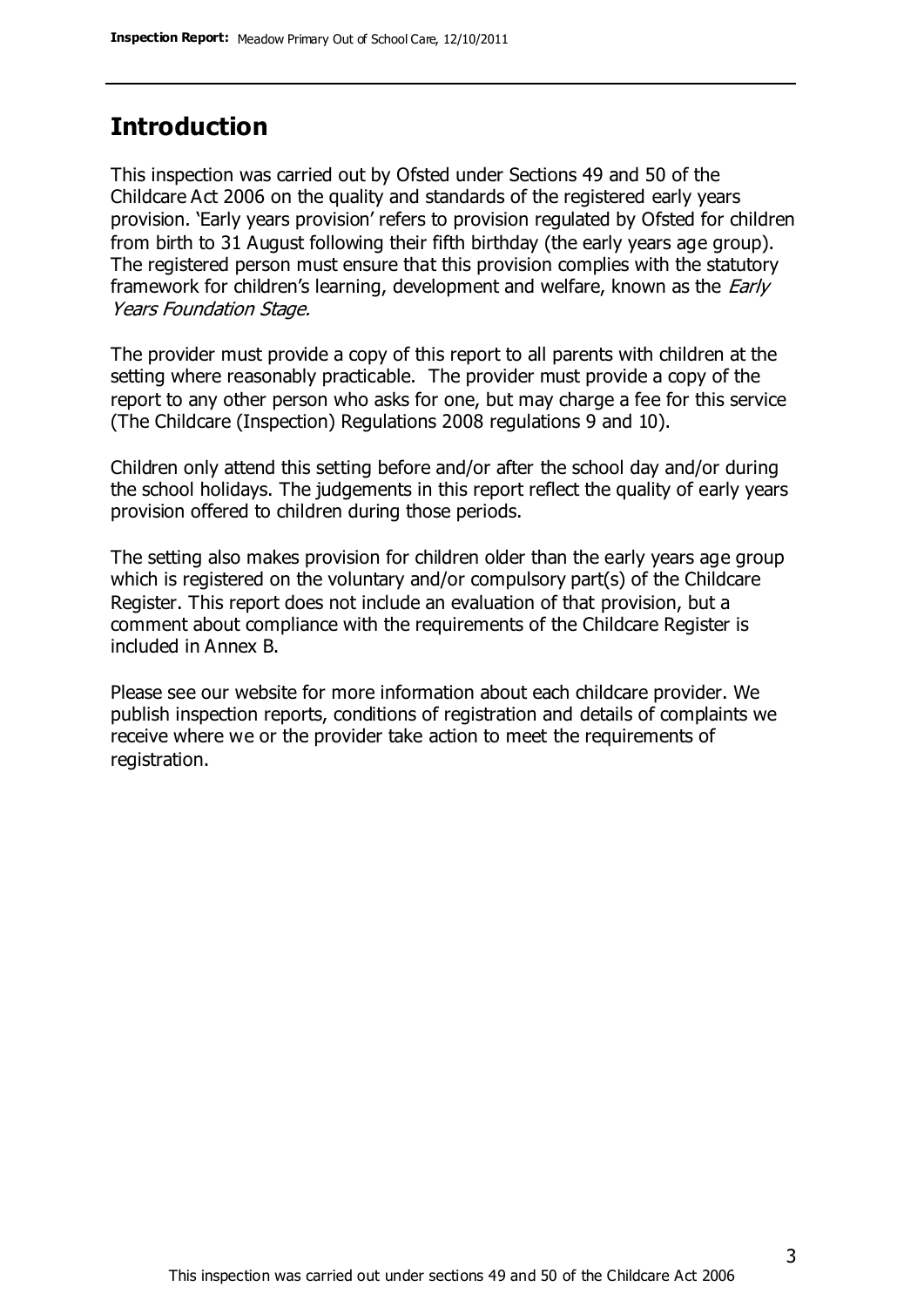## Introduction

This inspection was carried out by Ofsted under Sections 49 and 50 of the Childcare Act 2006 on the quality and standards of the registered early years provision. 'Early years provision' refers to provision regulated by Ofsted for children from birth to 31 August following their fifth birthday (the early years age group). The registered person must ensure that this provision complies with the statutory framework for children's learning, development and welfare, known as the *Early Years Foundation Stage.*

The provider must provide a copy of this report to all parents with children at the setting where reasonably practicable. The provider must provide a copy of the report to any other person who asks for one, but may charge a fee for this service (The Childcare (Inspection) Regulations 2008 regulations 9 and 10).

Children only attend this setting before and/or after the school day and/or during the school holidays. The judgements in this report reflect the quality of early years provision offered to children during those periods.

The setting also makes provision for children older than the early years age group which is registered on the voluntary and/or compulsory part(s) of the Childcare Register. This report does not include an evaluation of that provision, but a comment about compliance with the requirements of the Childcare Register is included in Annex B.

Please see our website for more information about each childcare provider. We publish inspection reports, conditions of registration and details of complaints we receive where we or the provider take action to meet the requirements of registration.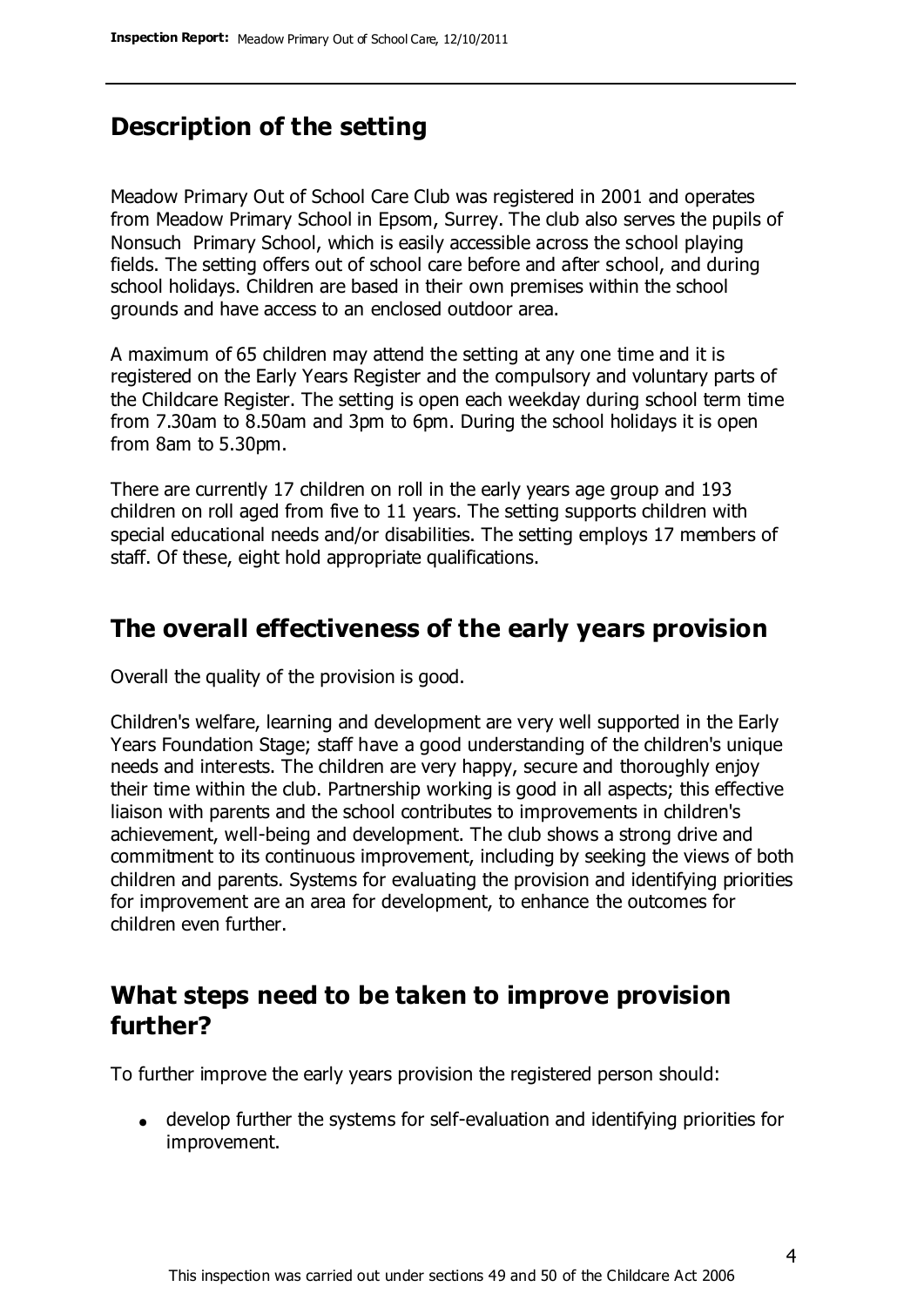## Description of the setting

Meadow Primary Out of School Care Club was registered in 2001 and operates from Meadow Primary School in Epsom, Surrey. The club also serves the pupils of Nonsuch Primary School, which is easily accessible across the school playing fields. The setting offers out of school care before and after school, and during school holidays. Children are based in their own premises within the school grounds and have access to an enclosed outdoor area.

A maximum of 65 children may attend the setting at any one time and it is registered on the Early Years Register and the compulsory and voluntary parts of the Childcare Register. The setting is open each weekday during school term time from 7.30am to 8.50am and 3pm to 6pm. During the school holidays it is open from 8am to 5.30pm.

There are currently 17 children on roll in the early years age group and 193 children on roll aged from five to 11 years. The setting supports children with special educational needs and/or disabilities. The setting employs 17 members of staff. Of these, eight hold appropriate qualifications.

## The overall effectiveness of the early years provision

Overall the quality of the provision is good.

Children's welfare, learning and development are very well supported in the Early Years Foundation Stage; staff have a good understanding of the children's unique needs and interests. The children are very happy, secure and thoroughly enjoy their time within the club. Partnership working is good in all aspects; this effective liaison with parents and the school contributes to improvements in children's achievement, well-being and development. The club shows a strong drive and commitment to its continuous improvement, including by seeking the views of both children and parents. Systems for evaluating the provision and identifying priorities for improvement are an area for development, to enhance the outcomes for children even further.

## What steps need to be taken to improve provision further?

To further improve the early years provision the registered person should:

- develop further the systems for self-evaluation and identifying priorities for improvement.

This inspection was carried out under sections 49 and 50 of the Childcare Act 2006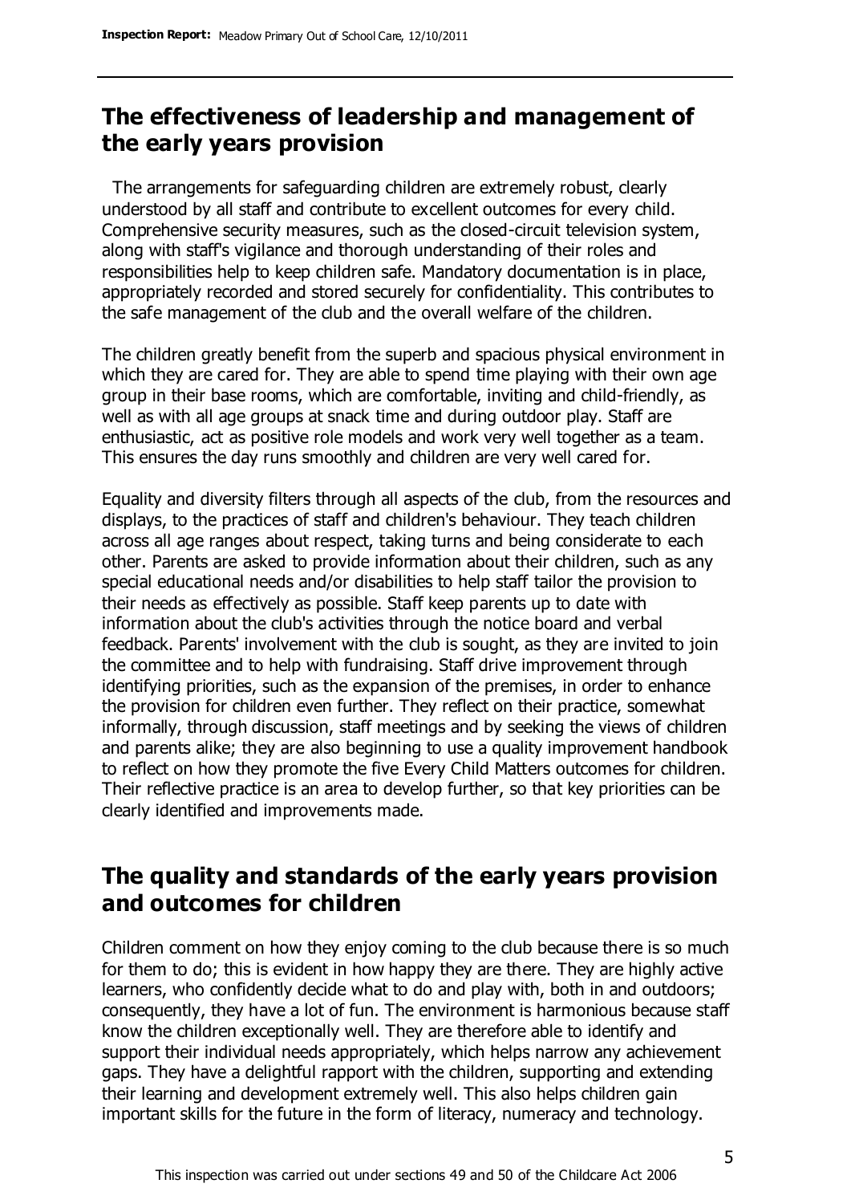## The effectiveness of leadership and management of the early years provision

The arrangements for safeguarding children are extremely robust, clearly understood by all staff and contribute to excellent outcomes for every child. Comprehensive security measures, such as the closed-circuit television system, along with staff's vigilance and thorough understanding of their roles and responsibilities help to keep children safe. Mandatory documentation is in place, appropriately recorded and stored securely for confidentiality. This contributes to the safe management of the club and the overall welfare of the children.

The children greatly benefit from the superb and spacious physical environment in which they are cared for. They are able to spend time playing with their own age group in their base rooms, which are comfortable, inviting and child-friendly, as well as with all age groups at snack time and during outdoor play. Staff are enthusiastic, act as positive role models and work very well together as a team. This ensures the day runs smoothly and children are very well cared for.

Equality and diversity filters through all aspects of the club, from the resources and displays, to the practices of staff and children's behaviour. They teach children across all age ranges about respect, taking turns and being considerate to each other. Parents are asked to provide information about their children, such as any special educational needs and/or disabilities to help staff tailor the provision to their needs as effectively as possible. Staff keep parents up to date with information about the club's activities through the notice board and verbal feedback. Parents' involvement with the club is sought, as they are invited to join the committee and to help with fundraising. Staff drive improvement through identifying priorities, such as the expansion of the premises, in order to enhance the provision for children even further. They reflect on their practice, somewhat informally, through discussion, staff meetings and by seeking the views of children and parents alike; they are also beginning to use a quality improvement handbook to reflect on how they promote the five Every Child Matters outcomes for children. Their reflective practice is an area to develop further, so that key priorities can be clearly identified and improvements made.

## The quality and standards of the early years provision and outcomes for children

Children comment on how they enjoy coming to the club because there is so much for them to do; this is evident in how happy they are there. They are highly active learners, who confidently decide what to do and play with, both in and outdoors; consequently, they have a lot of fun. The environment is harmonious because staff know the children exceptionally well. They are therefore able to identify and support their individual needs appropriately, which helps narrow any achievement gaps. They have a delightful rapport with the children, supporting and extending their learning and development extremely well. This also helps children gain important skills for the future in the form of literacy, numeracy and technology.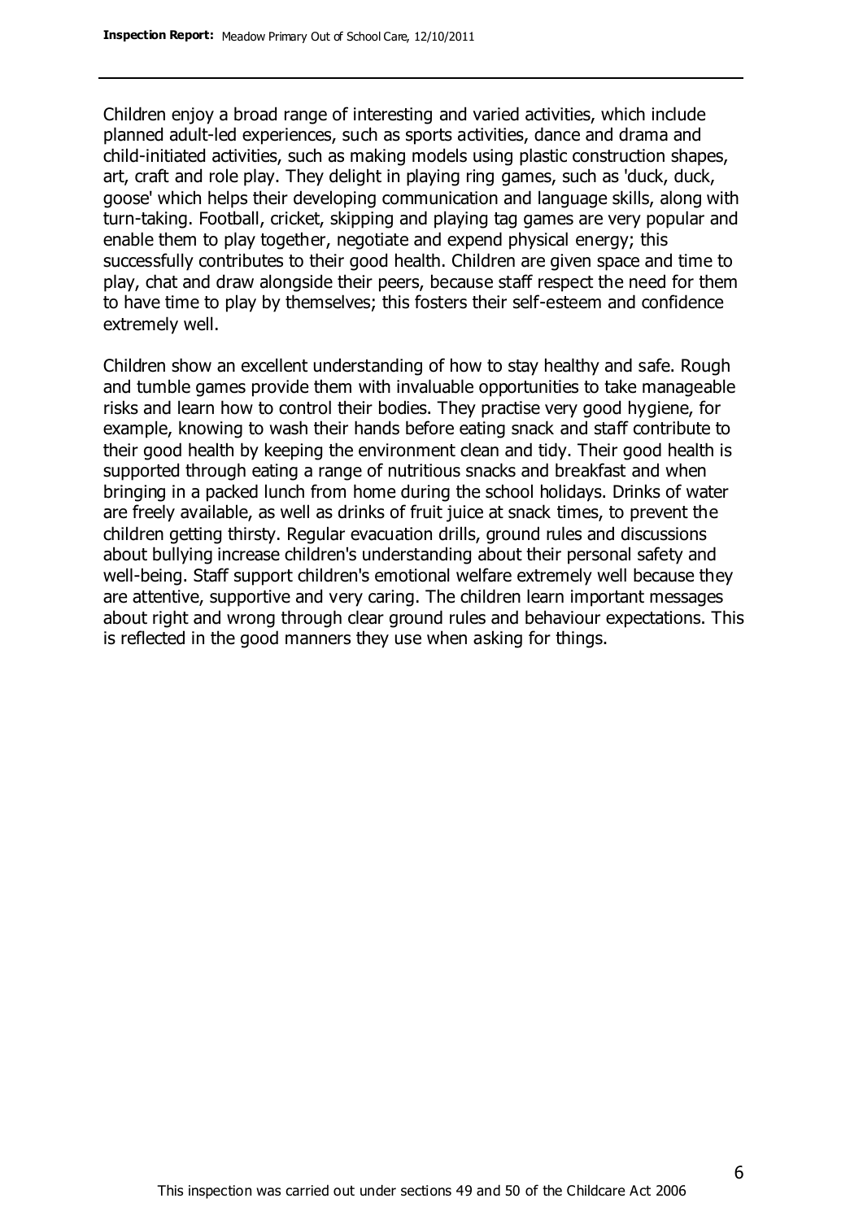Children enjoy a broad range of interesting and varied activities, which include planned adult-led experiences, such as sports activities, dance and drama and child-initiated activities, such as making models using plastic construction shapes, art, craft and role play. They delight in playing ring games, such as 'duck, duck, goose' which helps their developing communication and language skills, along with turn-taking. Football, cricket, skipping and playing tag games are very popular and enable them to play together, negotiate and expend physical energy; this successfully contributes to their good health. Children are given space and time to play, chat and draw alongside their peers, because staff respect the need for them to have time to play by themselves; this fosters their self-esteem and confidence extremely well.

Children show an excellent understanding of how to stay healthy and safe. Rough and tumble games provide them with invaluable opportunities to take manageable risks and learn how to control their bodies. They practise very good hygiene, for example, knowing to wash their hands before eating snack and staff contribute to their good health by keeping the environment clean and tidy. Their good health is supported through eating a range of nutritious snacks and breakfast and when bringing in a packed lunch from home during the school holidays. Drinks of water are freely available, as well as drinks of fruit juice at snack times, to prevent the children getting thirsty. Regular evacuation drills, ground rules and discussions about bullying increase children's understanding about their personal safety and well-being. Staff support children's emotional welfare extremely well because they are attentive, supportive and very caring. The children learn important messages about right and wrong through clear ground rules and behaviour expectations. This is reflected in the good manners they use when asking for things.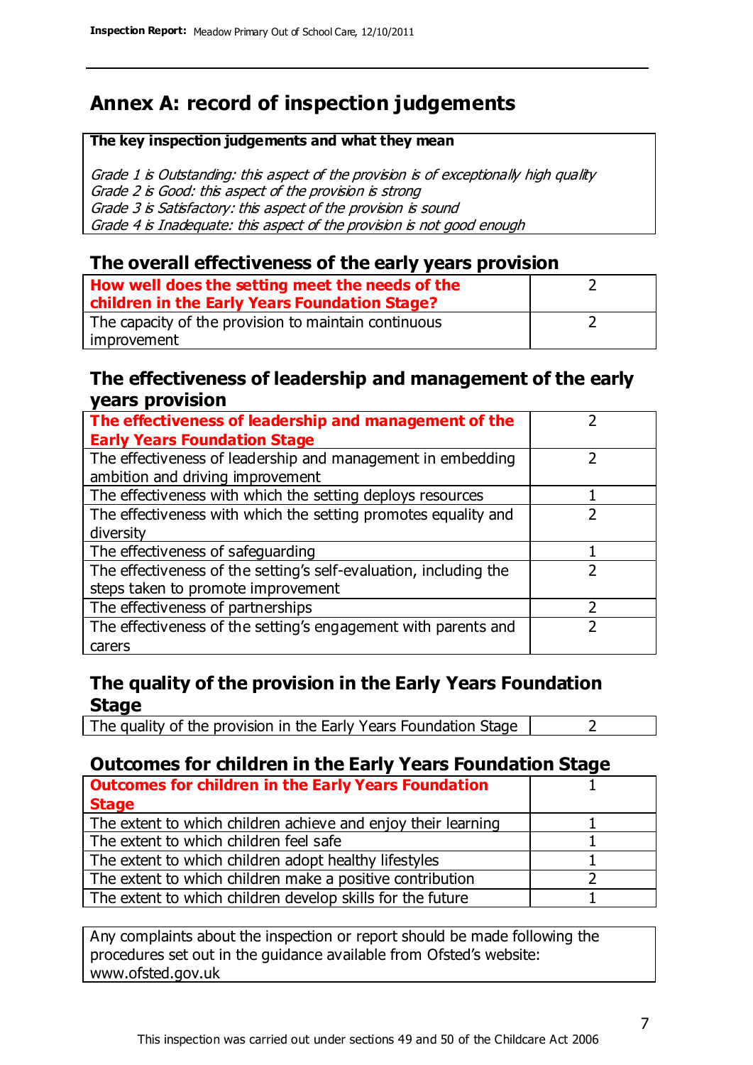## Annex A: record of inspection judgements

| The key inspection judgements and what they mean |
|---|
| *Grade 1 is Outstanding: this aspect of the provision is of exceptionally high quality*<br>*Grade 2 is Good: this aspect of the provision is strong*<br>*Grade 3 is Satisfactory: this aspect of the provision is sound*<br>*Grade 4 is Inadequate: this aspect of the provision is not good enough* |

### The overall effectiveness of the early years provision

| | |
|---|---|
| **How well does the setting meet the needs of the children in the Early Years Foundation Stage?** | 2 |
| The capacity of the provision to maintain continuous improvement | 2 |

### The effectiveness of leadership and management of the early years provision

| | |
|---|---|
| **The effectiveness of leadership and management of the Early Years Foundation Stage** | 2 |
| The effectiveness of leadership and management in embedding ambition and driving improvement | 2 |
| The effectiveness with which the setting deploys resources | 1 |
| The effectiveness with which the setting promotes equality and diversity | 2 |
| The effectiveness of safeguarding | 1 |
| The effectiveness of the setting's self-evaluation, including the steps taken to promote improvement | 2 |
| The effectiveness of partnerships | 2 |
| The effectiveness of the setting's engagement with parents and carers | 2 |

### The quality of the provision in the Early Years Foundation Stage

| | |
|---|---|
| The quality of the provision in the Early Years Foundation Stage | 2 |

### Outcomes for children in the Early Years Foundation Stage

| | |
|---|---|
| **Outcomes for children in the Early Years Foundation Stage** | 1 |
| The extent to which children achieve and enjoy their learning | 1 |
| The extent to which children feel safe | 1 |
| The extent to which children adopt healthy lifestyles | 1 |
| The extent to which children make a positive contribution | 2 |
| The extent to which children develop skills for the future | 1 |

Any complaints about the inspection or report should be made following the procedures set out in the guidance available from Ofsted's website: www.ofsted.gov.uk

This inspection was carried out under sections 49 and 50 of the Childcare Act 2006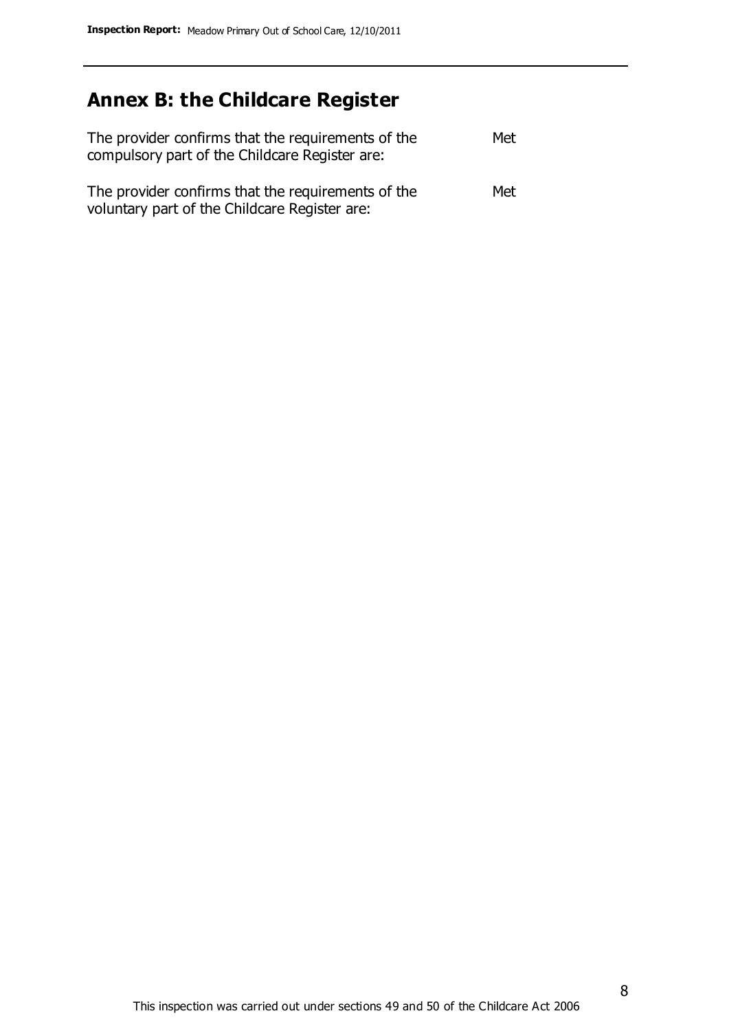## Annex B: the Childcare Register

| | |
|---|---|
| The provider confirms that the requirements of the compulsory part of the Childcare Register are: | Met |
| The provider confirms that the requirements of the voluntary part of the Childcare Register are: | Met |

This inspection was carried out under sections 49 and 50 of the Childcare Act 2006